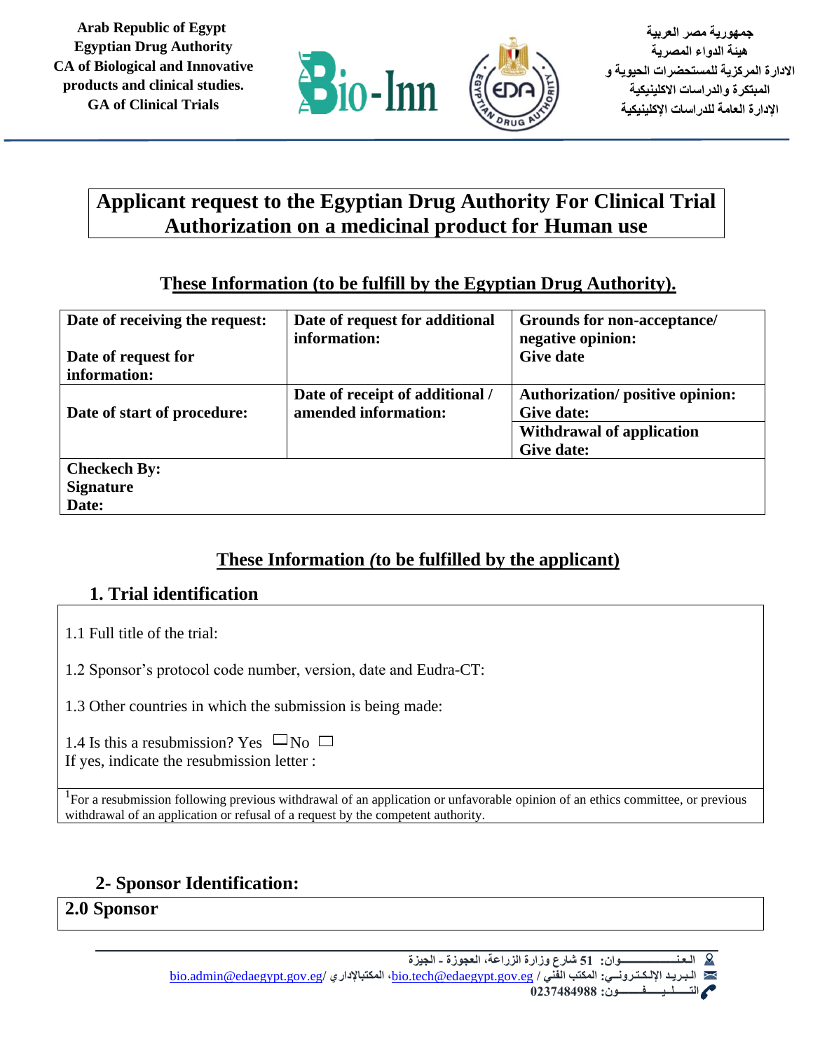Arab Republic of Egypt
Egyptian Drug Authority
CA of Biological and Innovative products and clinical studies.
GA of Clinical Trials

جمهورية مصر العربية
هيئة الدواء المصرية
الادارة المركزية للمستحضرات الحيوية و المبتكرة والدراسات الاكلينيكية
الإدارة العامة للدراسات الإكلينيكية

# Applicant request to the Egyptian Drug Authority For Clinical Trial Authorization on a medicinal product for Human use

## These Information (to be fulfill by the Egyptian Drug Authority).

| **Date of receiving the request:**<br><br>**Date of request for information:** | **Date of request for additional information:** | **Grounds for non-acceptance/ negative opinion:**<br>**Give date** |
|---|---|---|
| **Date of start of procedure:** | **Date of receipt of additional / amended information:** | **Authorization/ positive opinion: Give date:**<br>**Withdrawal of application Give date:** |
| **Checkech By:**<br>**Signature**<br>**Date:** | | |

## These Information (to be fulfilled by the applicant)

### 1. Trial identification

1.1 Full title of the trial:

1.2 Sponsor's protocol code number, version, date and Eudra-CT:

1.3 Other countries in which the submission is being made:

1.4 Is this a resubmission? Yes ☐ No ☐
If yes, indicate the resubmission letter :

[1]For a resubmission following previous withdrawal of an application or unfavorable opinion of an ethics committee, or previous withdrawal of an application or refusal of a request by the competent authority.

### 2- Sponsor Identification:

**2.0 Sponsor**

العنوان: 51 شارع وزارة الزراعة، العجوزة - الجيزة
البريد الإلكتروني: المكتب الفني / bio.tech@edaegypt.gov.eg، المكتبالإداري / bio.admin@edaegypt.gov.eg
التليفون: 0237484988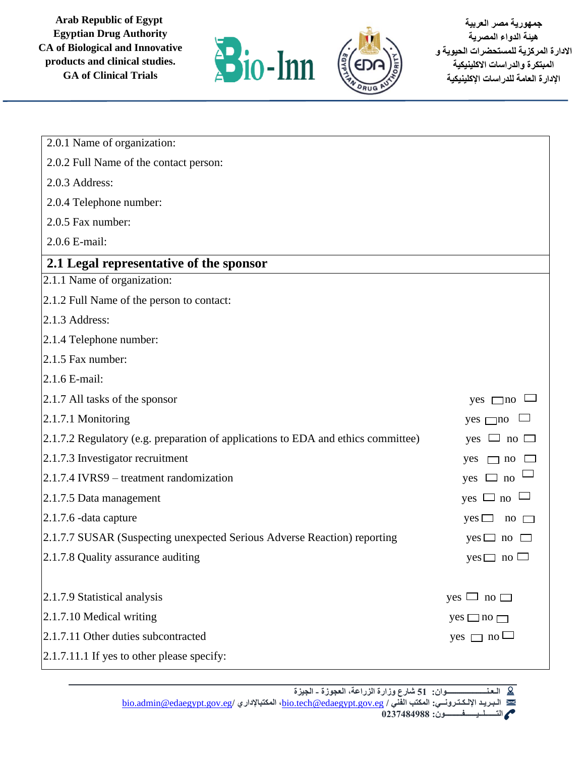| |
|---|
| 2.0.1 Name of organization: |
| 2.0.2 Full Name of the contact person: |
| 2.0.3 Address: |
| 2.0.4 Telephone number: |
| 2.0.5 Fax number: |
| 2.0.6 E-mail: |

## 2.1 Legal representative of the sponsor

| | |
|---|---|
| 2.1.1 Name of organization: | |
| 2.1.2 Full Name of the person to contact: | |
| 2.1.3 Address: | |
| 2.1.4 Telephone number: | |
| 2.1.5 Fax number: | |
| 2.1.6 E-mail: | |
| 2.1.7 All tasks of the sponsor | yes ☐ no ☐ |
| 2.1.7.1 Monitoring | yes ☐ no ☐ |
| 2.1.7.2 Regulatory (e.g. preparation of applications to EDA and ethics committee) | yes ☐ no ☐ |
| 2.1.7.3 Investigator recruitment | yes ☐ no ☐ |
| 2.1.7.4 IVRS9 – treatment randomization | yes ☐ no ☐ |
| 2.1.7.5 Data management | yes ☐ no ☐ |
| 2.1.7.6 -data capture | yes ☐ no ☐ |
| 2.1.7.7 SUSAR (Suspecting unexpected Serious Adverse Reaction) reporting | yes ☐ no ☐ |
| 2.1.7.8 Quality assurance auditing | yes ☐ no ☐ |
| 2.1.7.9 Statistical analysis | yes ☐ no ☐ |
| 2.1.7.10 Medical writing | yes ☐ no ☐ |
| 2.1.7.11 Other duties subcontracted | yes ☐ no ☐ |
| 2.1.7.11.1 If yes to other please specify: | |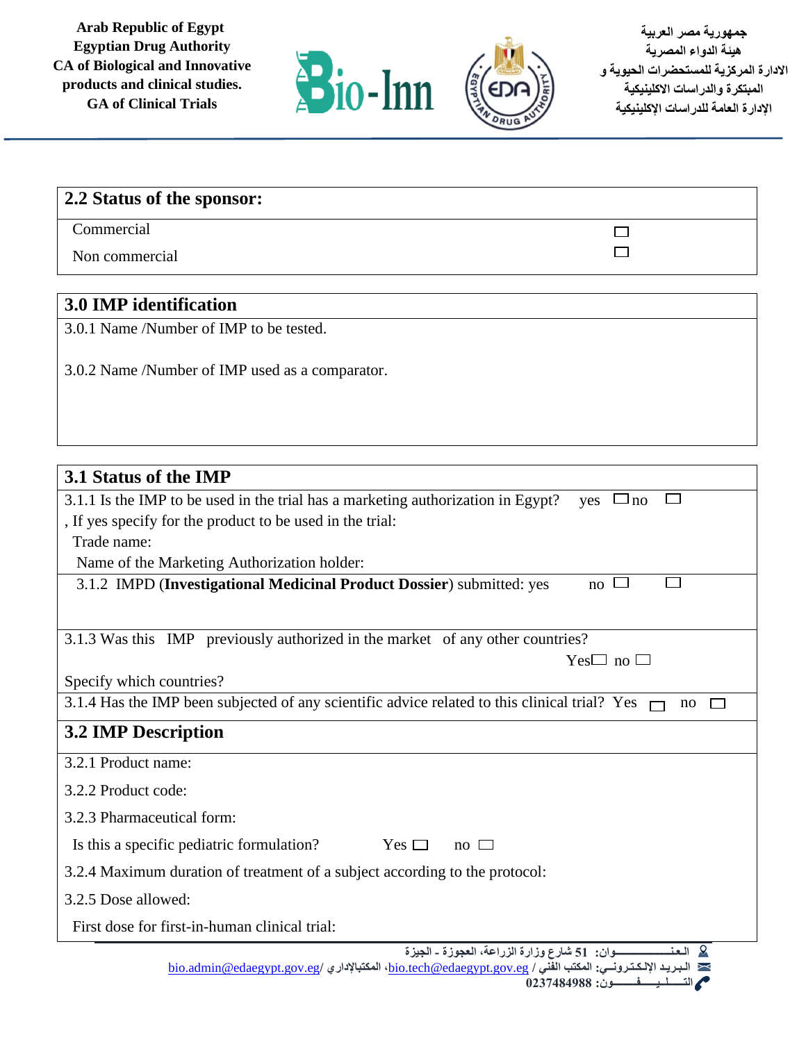## 2.2 Status of the sponsor:

Commercial ☐

Non commercial ☐

## 3.0 IMP identification

3.0.1 Name /Number of IMP to be tested.

3.0.2 Name /Number of IMP used as a comparator.

## 3.1 Status of the IMP

3.1.1 Is the IMP to be used in the trial has a marketing authorization in Egypt? yes ☐ no ☐

, If yes specify for the product to be used in the trial:

Trade name:

Name of the Marketing Authorization holder:

3.1.2 IMPD (**Investigational Medicinal Product Dossier**) submitted: yes ☐ no ☐

3.1.3 Was this IMP previously authorized in the market of any other countries?

Yes☐ no ☐

Specify which countries?

3.1.4 Has the IMP been subjected of any scientific advice related to this clinical trial? Yes ☐ no ☐

## 3.2 IMP Description

3.2.1 Product name:

3.2.2 Product code:

3.2.3 Pharmaceutical form:

Is this a specific pediatric formulation? Yes ☐ no ☐

3.2.4 Maximum duration of treatment of a subject according to the protocol:

3.2.5 Dose allowed:

First dose for first-in-human clinical trial: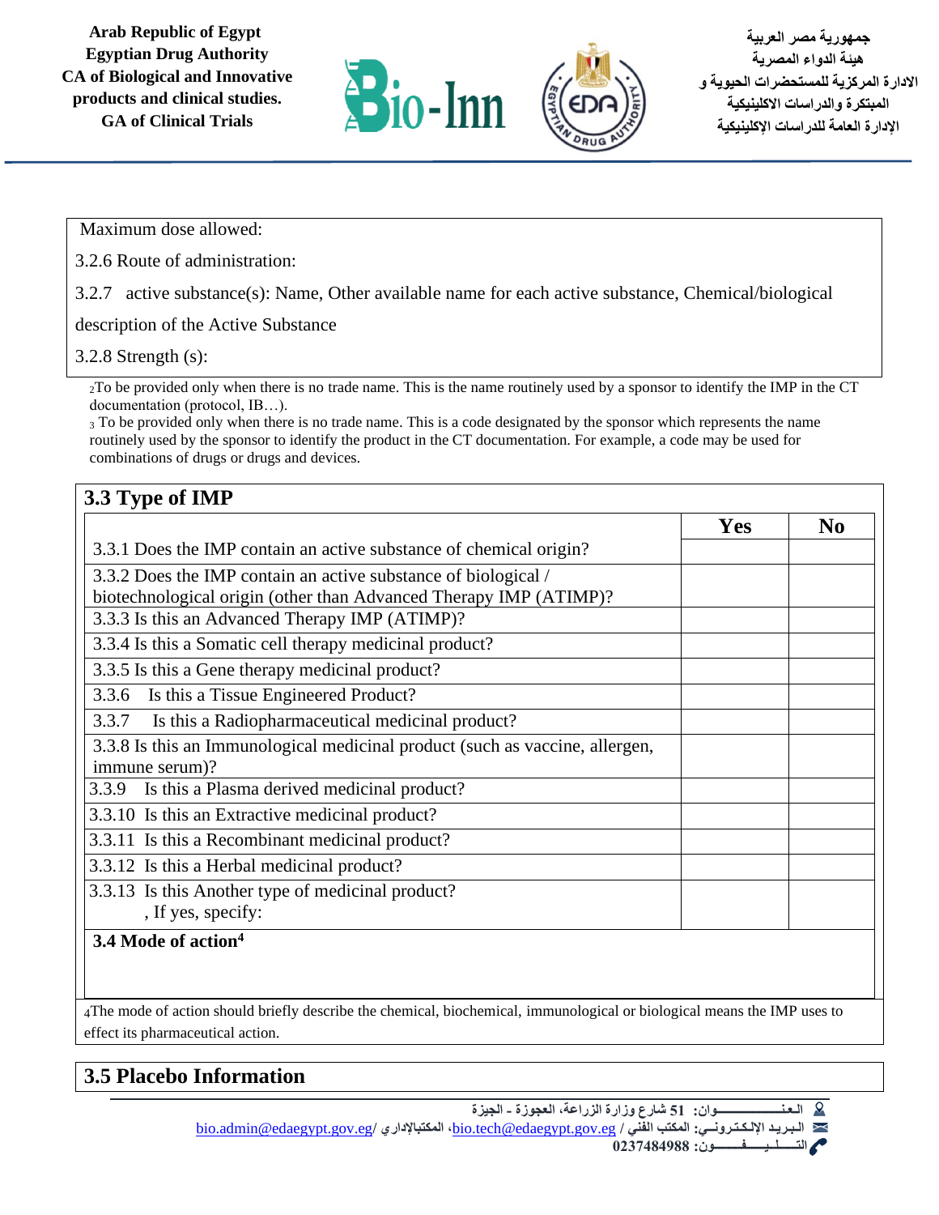Maximum dose allowed:

3.2.6 Route of administration:

3.2.7 active substance(s): Name, Other available name for each active substance, Chemical/biological description of the Active Substance

3.2.8 Strength (s):

[2] To be provided only when there is no trade name. This is the name routinely used by a sponsor to identify the IMP in the CT documentation (protocol, IB…).

[3] To be provided only when there is no trade name. This is a code designated by the sponsor which represents the name routinely used by the sponsor to identify the product in the CT documentation. For example, a code may be used for combinations of drugs or drugs and devices.

## 3.3 Type of IMP

| | Yes | No |
|---|---|---|
| 3.3.1 Does the IMP contain an active substance of chemical origin? | | |
| 3.3.2 Does the IMP contain an active substance of biological / biotechnological origin (other than Advanced Therapy IMP (ATIMP)? | | |
| 3.3.3 Is this an Advanced Therapy IMP (ATIMP)? | | |
| 3.3.4 Is this a Somatic cell therapy medicinal product? | | |
| 3.3.5 Is this a Gene therapy medicinal product? | | |
| 3.3.6 Is this a Tissue Engineered Product? | | |
| 3.3.7 Is this a Radiopharmaceutical medicinal product? | | |
| 3.3.8 Is this an Immunological medicinal product (such as vaccine, allergen, immune serum)? | | |
| 3.3.9 Is this a Plasma derived medicinal product? | | |
| 3.3.10 Is this an Extractive medicinal product? | | |
| 3.3.11 Is this a Recombinant medicinal product? | | |
| 3.3.12 Is this a Herbal medicinal product? | | |
| 3.3.13 Is this Another type of medicinal product? , If yes, specify: | | |

**3.4 Mode of action[4]**

[4] The mode of action should briefly describe the chemical, biochemical, immunological or biological means the IMP uses to effect its pharmaceutical action.

## 3.5 Placebo Information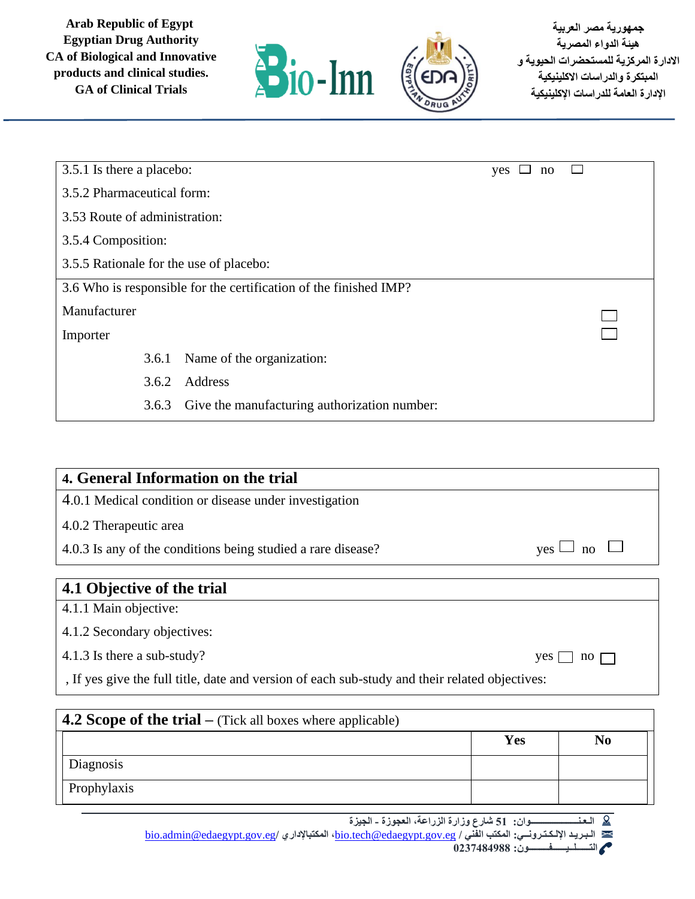3.5.1 Is there a placebo: yes ☐ no ☐

3.5.2 Pharmaceutical form:

3.53 Route of administration:

3.5.4 Composition:

3.5.5 Rationale for the use of placebo:

3.6 Who is responsible for the certification of the finished IMP?

Manufacturer ☐

Importer ☐

3.6.1 Name of the organization:

3.6.2 Address

3.6.3 Give the manufacturing authorization number:

## 4. General Information on the trial

4.0.1 Medical condition or disease under investigation

4.0.2 Therapeutic area

4.0.3 Is any of the conditions being studied a rare disease? yes ☐ no ☐

## 4.1 Objective of the trial

4.1.1 Main objective:

4.1.2 Secondary objectives:

4.1.3 Is there a sub-study? yes ☐ no ☐

, If yes give the full title, date and version of each sub-study and their related objectives:

## 4.2 Scope of the trial – (Tick all boxes where applicable)

| | Yes | No |
|---|---|---|
| Diagnosis | | |
| Prophylaxis | | |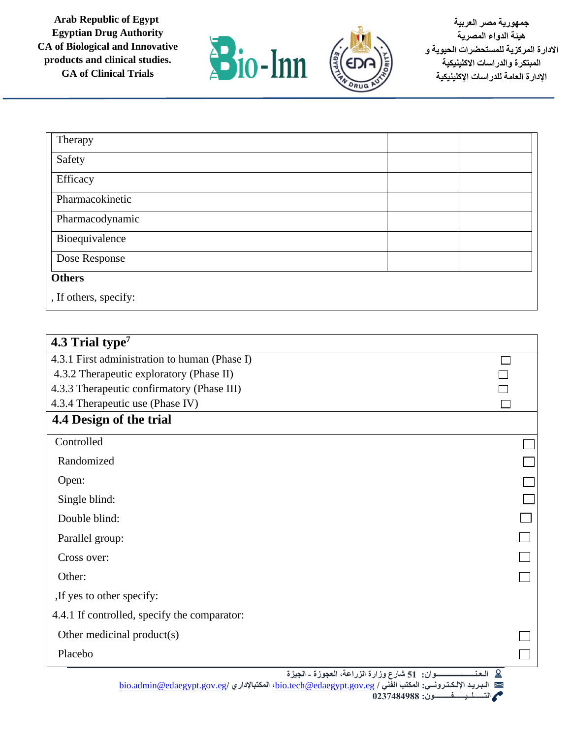| Therapy | | |
|---|---|---|
| Safety | | |
| Efficacy | | |
| Pharmacokinetic | | |
| Pharmacodynamic | | |
| Bioequivalence | | |
| Dose Response | | |

**Others**

, If others, specify:

## 4.3 Trial type[7]

4.3.1 First administration to human (Phase I) ☐

4.3.2 Therapeutic exploratory (Phase II) ☐

4.3.3 Therapeutic confirmatory (Phase III) ☐

4.3.4 Therapeutic use (Phase IV) ☐

## 4.4 Design of the trial

Controlled ☐

Randomized ☐

Open: ☐

Single blind: ☐

Double blind: ☐

Parallel group: ☐

Cross over: ☐

Other: ☐

,If yes to other specify:

4.4.1 If controlled, specify the comparator:

Other medicinal product(s) ☐

Placebo ☐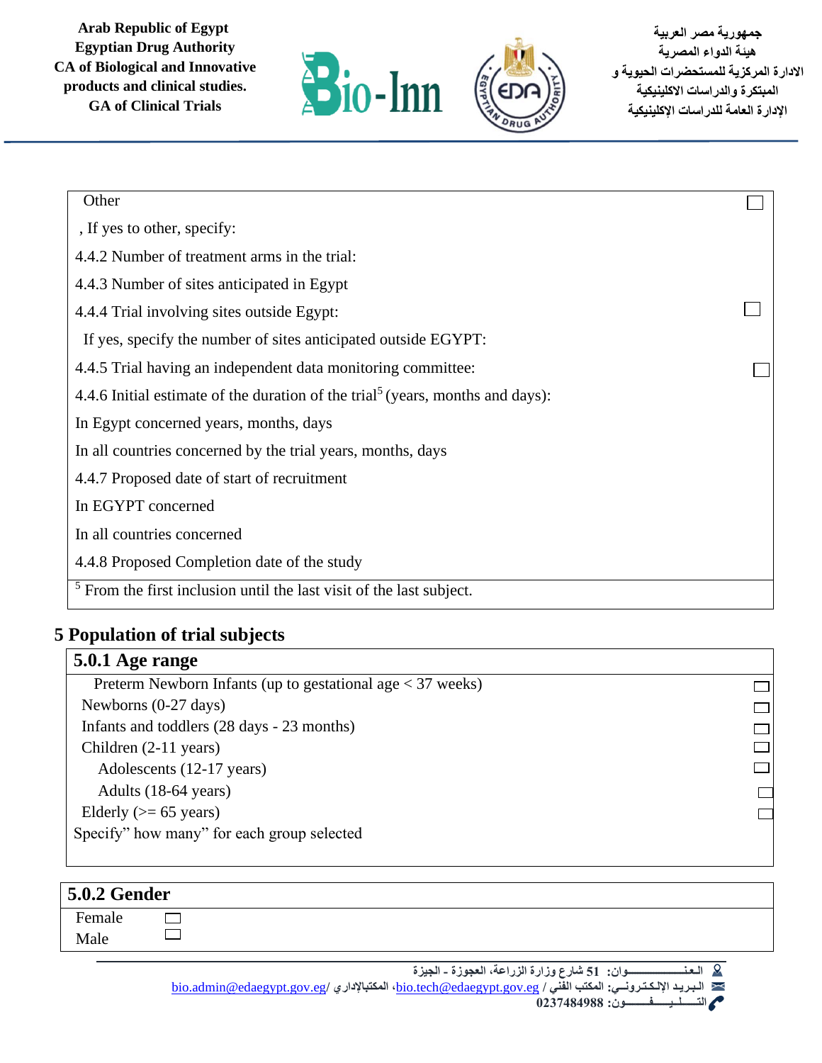Other ☐

, If yes to other, specify:

4.4.2 Number of treatment arms in the trial:

4.4.3 Number of sites anticipated in Egypt

4.4.4 Trial involving sites outside Egypt: ☐

If yes, specify the number of sites anticipated outside EGYPT:

4.4.5 Trial having an independent data monitoring committee: ☐

4.4.6 Initial estimate of the duration of the trial[5] (years, months and days):

In Egypt concerned years, months, days

In all countries concerned by the trial years, months, days

4.4.7 Proposed date of start of recruitment

In EGYPT concerned

In all countries concerned

4.4.8 Proposed Completion date of the study

[5] From the first inclusion until the last visit of the last subject.

## 5 Population of trial subjects

### 5.0.1 Age range

Preterm Newborn Infants (up to gestational age < 37 weeks) ☐

Newborns (0-27 days) ☐

Infants and toddlers (28 days - 23 months) ☐

Children (2-11 years) ☐

Adolescents (12-17 years) ☐

Adults (18-64 years) ☐

Elderly (>= 65 years) ☐

Specify" how many" for each group selected

### 5.0.2 Gender

Female ☐

Male ☐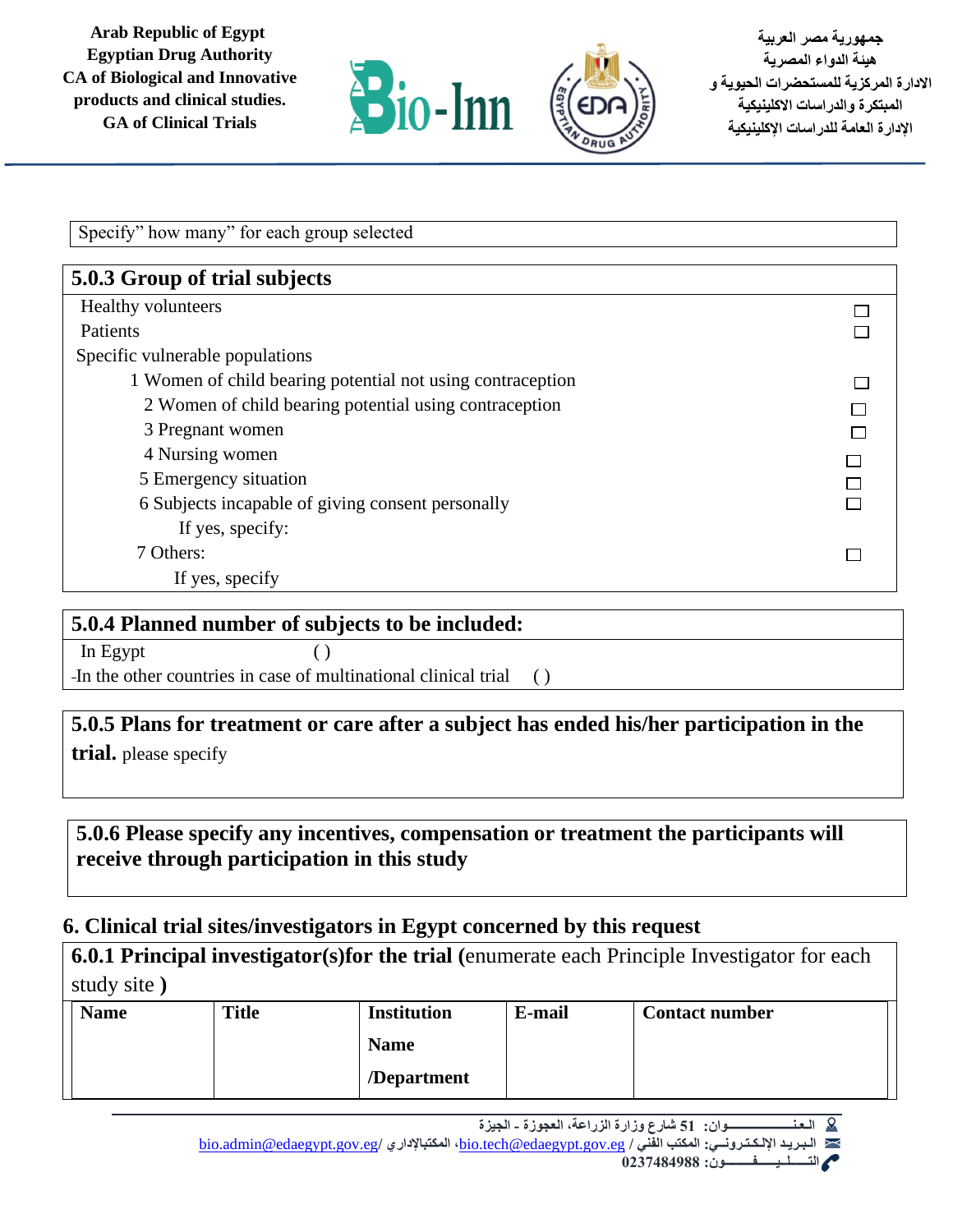Specify" how many" for each group selected

## 5.0.3 Group of trial subjects

| | |
|---|---|
| Healthy volunteers | ☐ |
| Patients | ☐ |
| Specific vulnerable populations | |
| 1 Women of child bearing potential not using contraception | ☐ |
| 2 Women of child bearing potential using contraception | ☐ |
| 3 Pregnant women | ☐ |
| 4 Nursing women | ☐ |
| 5 Emergency situation | ☐ |
| 6 Subjects incapable of giving consent personally | ☐ |
| If yes, specify: | |
| 7 Others: | ☐ |
| If yes, specify | |

## 5.0.4 Planned number of subjects to be included:

In Egypt ( )

-In the other countries in case of multinational clinical trial ( )

## 5.0.5 Plans for treatment or care after a subject has ended his/her participation in the trial. please specify

## 5.0.6 Please specify any incentives, compensation or treatment the participants will receive through participation in this study

# 6. Clinical trial sites/investigators in Egypt concerned by this request

## 6.0.1 Principal investigator(s)for the trial (enumerate each Principle Investigator for each study site )

| Name | Title | Institution Name /Department | E-mail | Contact number |
|---|---|---|---|---|
| | | | | |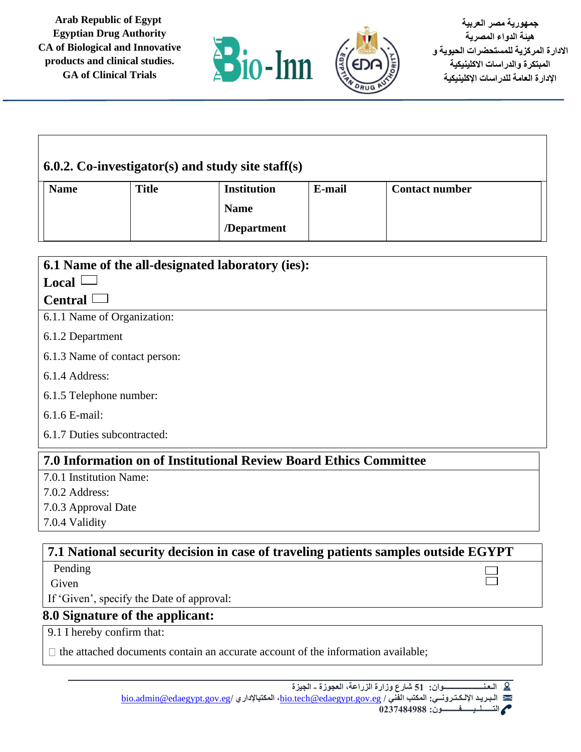### 6.0.2. Co-investigator(s) and study site staff(s)

| Name | Title | Institution Name /Department | E-mail | Contact number |
|---|---|---|---|---|
| | | | | |

### 6.1 Name of the all-designated laboratory (ies):

**Local** ☐

**Central** ☐

6.1.1 Name of Organization:

6.1.2 Department

6.1.3 Name of contact person:

6.1.4 Address:

6.1.5 Telephone number:

6.1.6 E-mail:

6.1.7 Duties subcontracted:

### 7.0 Information on of Institutional Review Board Ethics Committee

7.0.1 Institution Name:

7.0.2 Address:

7.0.3 Approval Date

7.0.4 Validity

### 7.1 National security decision in case of traveling patients samples outside EGYPT

Pending ☐

Given ☐

If 'Given', specify the Date of approval:

### 8.0 Signature of the applicant:

9.1 I hereby confirm that:

☐ the attached documents contain an accurate account of the information available;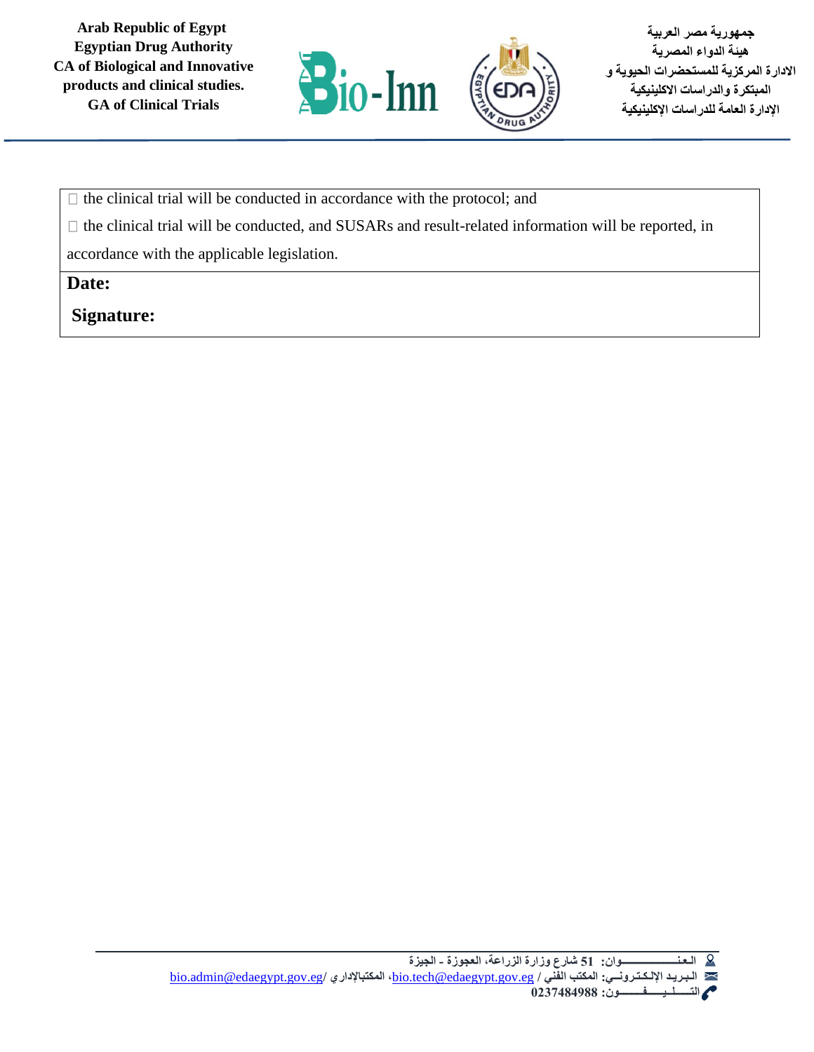☐ the clinical trial will be conducted in accordance with the protocol; and

☐ the clinical trial will be conducted, and SUSARs and result-related information will be reported, in accordance with the applicable legislation.

**Date:**

**Signature:**